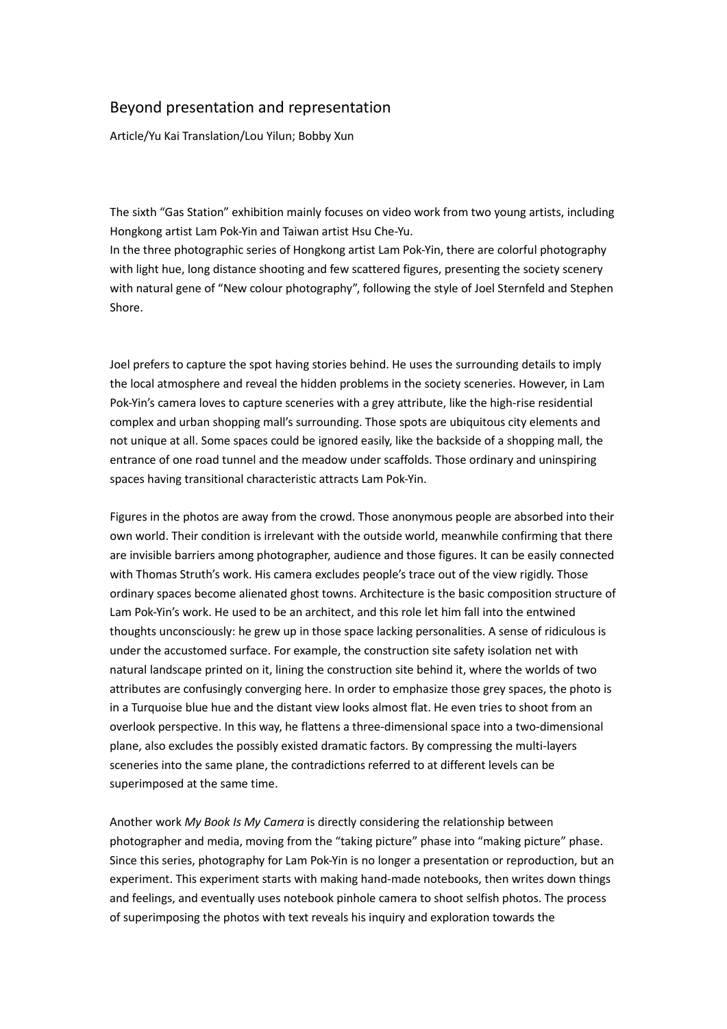# Beyond presentation and representation

Article/Yu Kai Translation/Lou Yilun; Bobby Xun

The sixth "Gas Station" exhibition mainly focuses on video work from two young artists, including Hongkong artist Lam Pok-Yin and Taiwan artist Hsu Che-Yu.
In the three photographic series of Hongkong artist Lam Pok-Yin, there are colorful photography with light hue, long distance shooting and few scattered figures, presenting the society scenery with natural gene of "New colour photography", following the style of Joel Sternfeld and Stephen Shore.

Joel prefers to capture the spot having stories behind. He uses the surrounding details to imply the local atmosphere and reveal the hidden problems in the society sceneries. However, in Lam Pok-Yin's camera loves to capture sceneries with a grey attribute, like the high-rise residential complex and urban shopping mall's surrounding. Those spots are ubiquitous city elements and not unique at all. Some spaces could be ignored easily, like the backside of a shopping mall, the entrance of one road tunnel and the meadow under scaffolds. Those ordinary and uninspiring spaces having transitional characteristic attracts Lam Pok-Yin.

Figures in the photos are away from the crowd. Those anonymous people are absorbed into their own world. Their condition is irrelevant with the outside world, meanwhile confirming that there are invisible barriers among photographer, audience and those figures. It can be easily connected with Thomas Struth's work. His camera excludes people's trace out of the view rigidly. Those ordinary spaces become alienated ghost towns. Architecture is the basic composition structure of Lam Pok-Yin's work. He used to be an architect, and this role let him fall into the entwined thoughts unconsciously: he grew up in those space lacking personalities. A sense of ridiculous is under the accustomed surface. For example, the construction site safety isolation net with natural landscape printed on it, lining the construction site behind it, where the worlds of two attributes are confusingly converging here. In order to emphasize those grey spaces, the photo is in a Turquoise blue hue and the distant view looks almost flat. He even tries to shoot from an overlook perspective. In this way, he flattens a three-dimensional space into a two-dimensional plane, also excludes the possibly existed dramatic factors. By compressing the multi-layers sceneries into the same plane, the contradictions referred to at different levels can be superimposed at the same time.

Another work *My Book Is My Camera* is directly considering the relationship between photographer and media, moving from the "taking picture" phase into "making picture" phase. Since this series, photography for Lam Pok-Yin is no longer a presentation or reproduction, but an experiment. This experiment starts with making hand-made notebooks, then writes down things and feelings, and eventually uses notebook pinhole camera to shoot selfish photos. The process of superimposing the photos with text reveals his inquiry and exploration towards the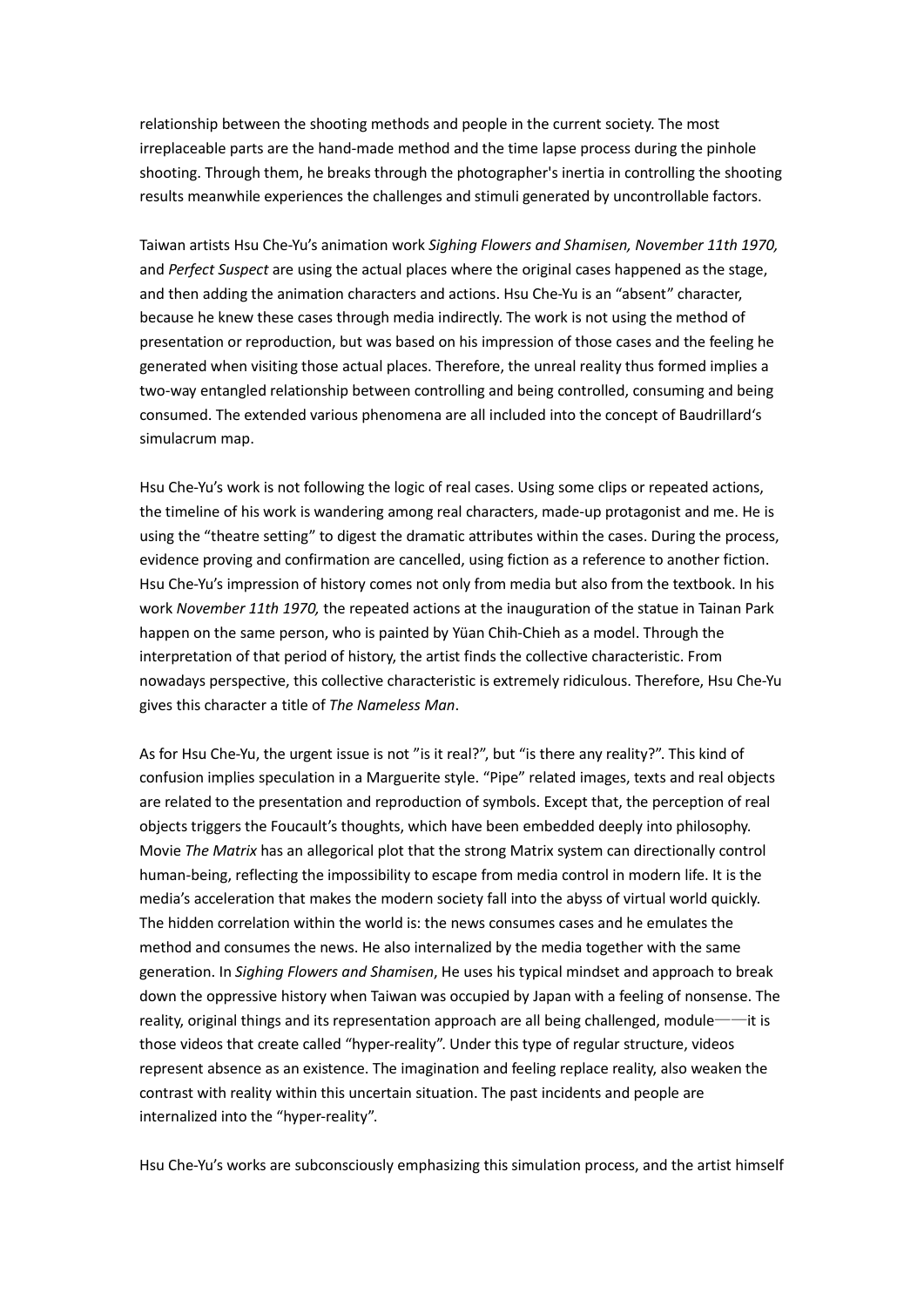relationship between the shooting methods and people in the current society. The most irreplaceable parts are the hand-made method and the time lapse process during the pinhole shooting. Through them, he breaks through the photographer's inertia in controlling the shooting results meanwhile experiences the challenges and stimuli generated by uncontrollable factors.

Taiwan artists Hsu Che-Yu's animation work *Sighing Flowers and Shamisen, November 11th 1970,* and *Perfect Suspect* are using the actual places where the original cases happened as the stage, and then adding the animation characters and actions. Hsu Che-Yu is an "absent" character, because he knew these cases through media indirectly. The work is not using the method of presentation or reproduction, but was based on his impression of those cases and the feeling he generated when visiting those actual places. Therefore, the unreal reality thus formed implies a two-way entangled relationship between controlling and being controlled, consuming and being consumed. The extended various phenomena are all included into the concept of Baudrillard's simulacrum map.

Hsu Che-Yu's work is not following the logic of real cases. Using some clips or repeated actions, the timeline of his work is wandering among real characters, made-up protagonist and me. He is using the "theatre setting" to digest the dramatic attributes within the cases. During the process, evidence proving and confirmation are cancelled, using fiction as a reference to another fiction. Hsu Che-Yu's impression of history comes not only from media but also from the textbook. In his work *November 11th 1970,* the repeated actions at the inauguration of the statue in Tainan Park happen on the same person, who is painted by Yüan Chih-Chieh as a model. Through the interpretation of that period of history, the artist finds the collective characteristic. From nowadays perspective, this collective characteristic is extremely ridiculous. Therefore, Hsu Che-Yu gives this character a title of *The Nameless Man*.

As for Hsu Che-Yu, the urgent issue is not "is it real?", but "is there any reality?". This kind of confusion implies speculation in a Marguerite style. "Pipe" related images, texts and real objects are related to the presentation and reproduction of symbols. Except that, the perception of real objects triggers the Foucault's thoughts, which have been embedded deeply into philosophy. Movie *The Matrix* has an allegorical plot that the strong Matrix system can directionally control human-being, reflecting the impossibility to escape from media control in modern life. It is the media's acceleration that makes the modern society fall into the abyss of virtual world quickly. The hidden correlation within the world is: the news consumes cases and he emulates the method and consumes the news. He also internalized by the media together with the same generation. In *Sighing Flowers and Shamisen*, He uses his typical mindset and approach to break down the oppressive history when Taiwan was occupied by Japan with a feeling of nonsense. The reality, original things and its representation approach are all being challenged, module——it is those videos that create called "hyper-reality". Under this type of regular structure, videos represent absence as an existence. The imagination and feeling replace reality, also weaken the contrast with reality within this uncertain situation. The past incidents and people are internalized into the "hyper-reality".

Hsu Che-Yu's works are subconsciously emphasizing this simulation process, and the artist himself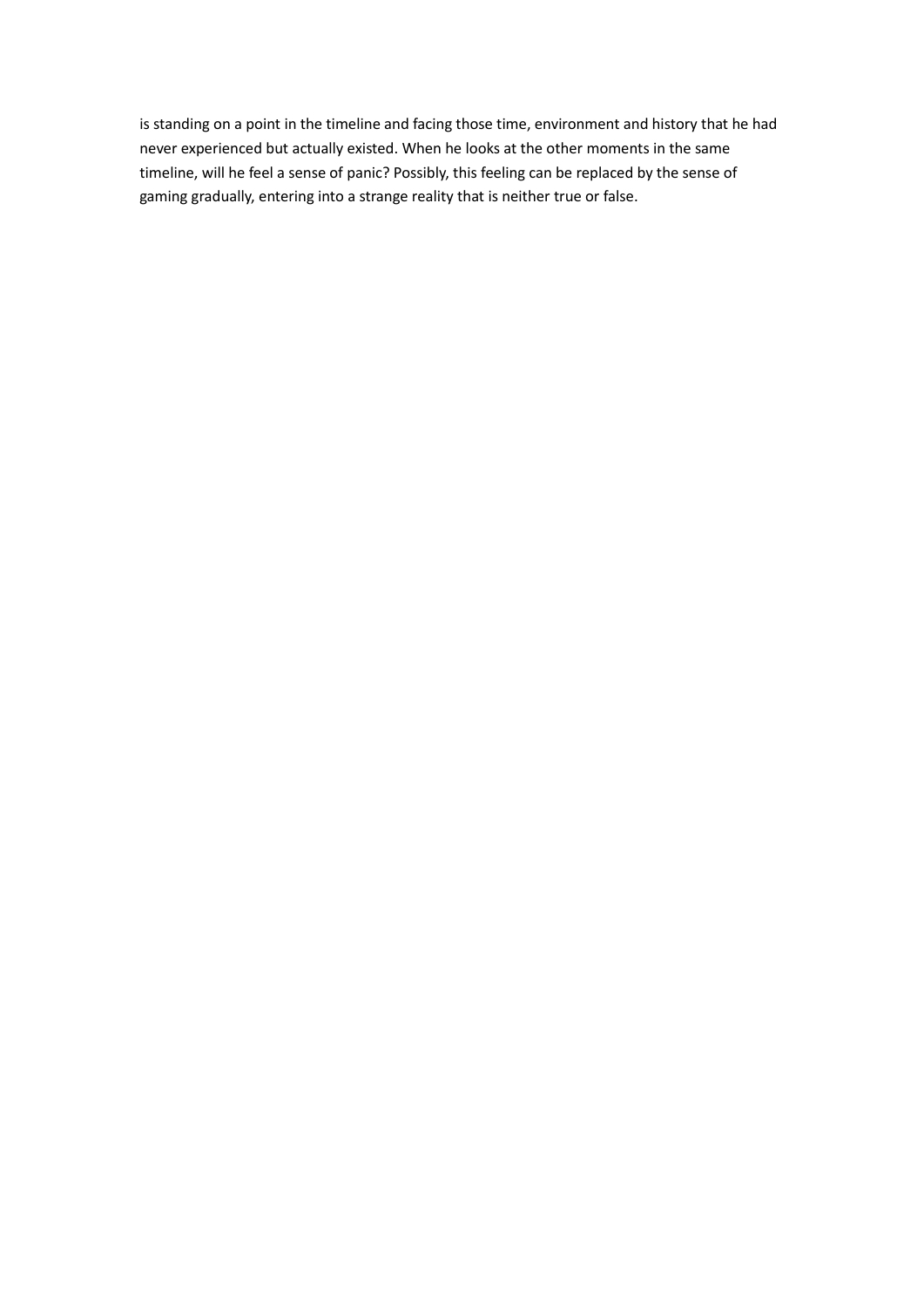is standing on a point in the timeline and facing those time, environment and history that he had never experienced but actually existed. When he looks at the other moments in the same timeline, will he feel a sense of panic? Possibly, this feeling can be replaced by the sense of gaming gradually, entering into a strange reality that is neither true or false.